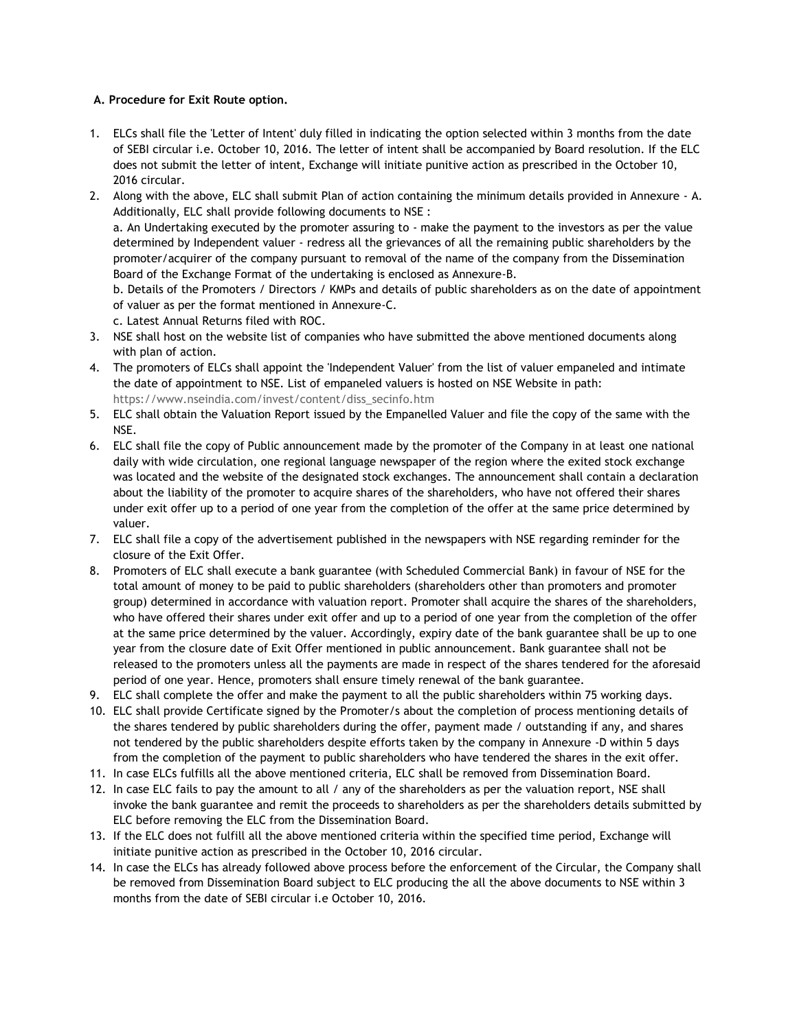**A. Procedure for Exit Route option.**

1. ELCs shall file the 'Letter of Intent' duly filled in indicating the option selected within 3 months from the date of SEBI circular i.e. October 10, 2016. The letter of intent shall be accompanied by Board resolution. If the ELC does not submit the letter of intent, Exchange will initiate punitive action as prescribed in the October 10, 2016 circular.
2. Along with the above, ELC shall submit Plan of action containing the minimum details provided in Annexure - A. Additionally, ELC shall provide following documents to NSE :

   a. An Undertaking executed by the promoter assuring to - make the payment to the investors as per the value determined by Independent valuer - redress all the grievances of all the remaining public shareholders by the promoter/acquirer of the company pursuant to removal of the name of the company from the Dissemination Board of the Exchange Format of the undertaking is enclosed as Annexure-B.

   b. Details of the Promoters / Directors / KMPs and details of public shareholders as on the date of appointment of valuer as per the format mentioned in Annexure-C.

   c. Latest Annual Returns filed with ROC.
3. NSE shall host on the website list of companies who have submitted the above mentioned documents along with plan of action.
4. The promoters of ELCs shall appoint the 'Independent Valuer' from the list of valuer empaneled and intimate the date of appointment to NSE. List of empaneled valuers is hosted on NSE Website in path: https://www.nseindia.com/invest/content/diss_secinfo.htm
5. ELC shall obtain the Valuation Report issued by the Empanelled Valuer and file the copy of the same with the NSE.
6. ELC shall file the copy of Public announcement made by the promoter of the Company in at least one national daily with wide circulation, one regional language newspaper of the region where the exited stock exchange was located and the website of the designated stock exchanges. The announcement shall contain a declaration about the liability of the promoter to acquire shares of the shareholders, who have not offered their shares under exit offer up to a period of one year from the completion of the offer at the same price determined by valuer.
7. ELC shall file a copy of the advertisement published in the newspapers with NSE regarding reminder for the closure of the Exit Offer.
8. Promoters of ELC shall execute a bank guarantee (with Scheduled Commercial Bank) in favour of NSE for the total amount of money to be paid to public shareholders (shareholders other than promoters and promoter group) determined in accordance with valuation report. Promoter shall acquire the shares of the shareholders, who have offered their shares under exit offer and up to a period of one year from the completion of the offer at the same price determined by the valuer. Accordingly, expiry date of the bank guarantee shall be up to one year from the closure date of Exit Offer mentioned in public announcement. Bank guarantee shall not be released to the promoters unless all the payments are made in respect of the shares tendered for the aforesaid period of one year. Hence, promoters shall ensure timely renewal of the bank guarantee.
9. ELC shall complete the offer and make the payment to all the public shareholders within 75 working days.
10. ELC shall provide Certificate signed by the Promoter/s about the completion of process mentioning details of the shares tendered by public shareholders during the offer, payment made / outstanding if any, and shares not tendered by the public shareholders despite efforts taken by the company in Annexure -D within 5 days from the completion of the payment to public shareholders who have tendered the shares in the exit offer.
11. In case ELCs fulfills all the above mentioned criteria, ELC shall be removed from Dissemination Board.
12. In case ELC fails to pay the amount to all / any of the shareholders as per the valuation report, NSE shall invoke the bank guarantee and remit the proceeds to shareholders as per the shareholders details submitted by ELC before removing the ELC from the Dissemination Board.
13. If the ELC does not fulfill all the above mentioned criteria within the specified time period, Exchange will initiate punitive action as prescribed in the October 10, 2016 circular.
14. In case the ELCs has already followed above process before the enforcement of the Circular, the Company shall be removed from Dissemination Board subject to ELC producing the all the above documents to NSE within 3 months from the date of SEBI circular i.e October 10, 2016.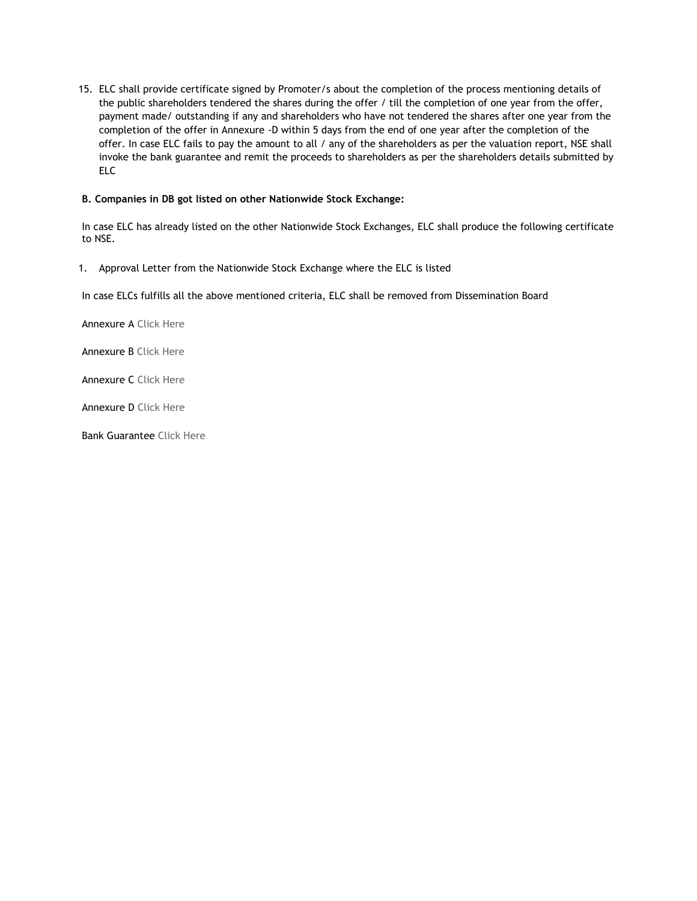15. ELC shall provide certificate signed by Promoter/s about the completion of the process mentioning details of the public shareholders tendered the shares during the offer / till the completion of one year from the offer, payment made/ outstanding if any and shareholders who have not tendered the shares after one year from the completion of the offer in Annexure -D within 5 days from the end of one year after the completion of the offer. In case ELC fails to pay the amount to all / any of the shareholders as per the valuation report, NSE shall invoke the bank guarantee and remit the proceeds to shareholders as per the shareholders details submitted by ELC

**B. Companies in DB got listed on other Nationwide Stock Exchange:**

In case ELC has already listed on the other Nationwide Stock Exchanges, ELC shall produce the following certificate to NSE.

1. Approval Letter from the Nationwide Stock Exchange where the ELC is listed

In case ELCs fulfills all the above mentioned criteria, ELC shall be removed from Dissemination Board

Annexure A Click Here

Annexure B Click Here

Annexure C Click Here

Annexure D Click Here

Bank Guarantee Click Here